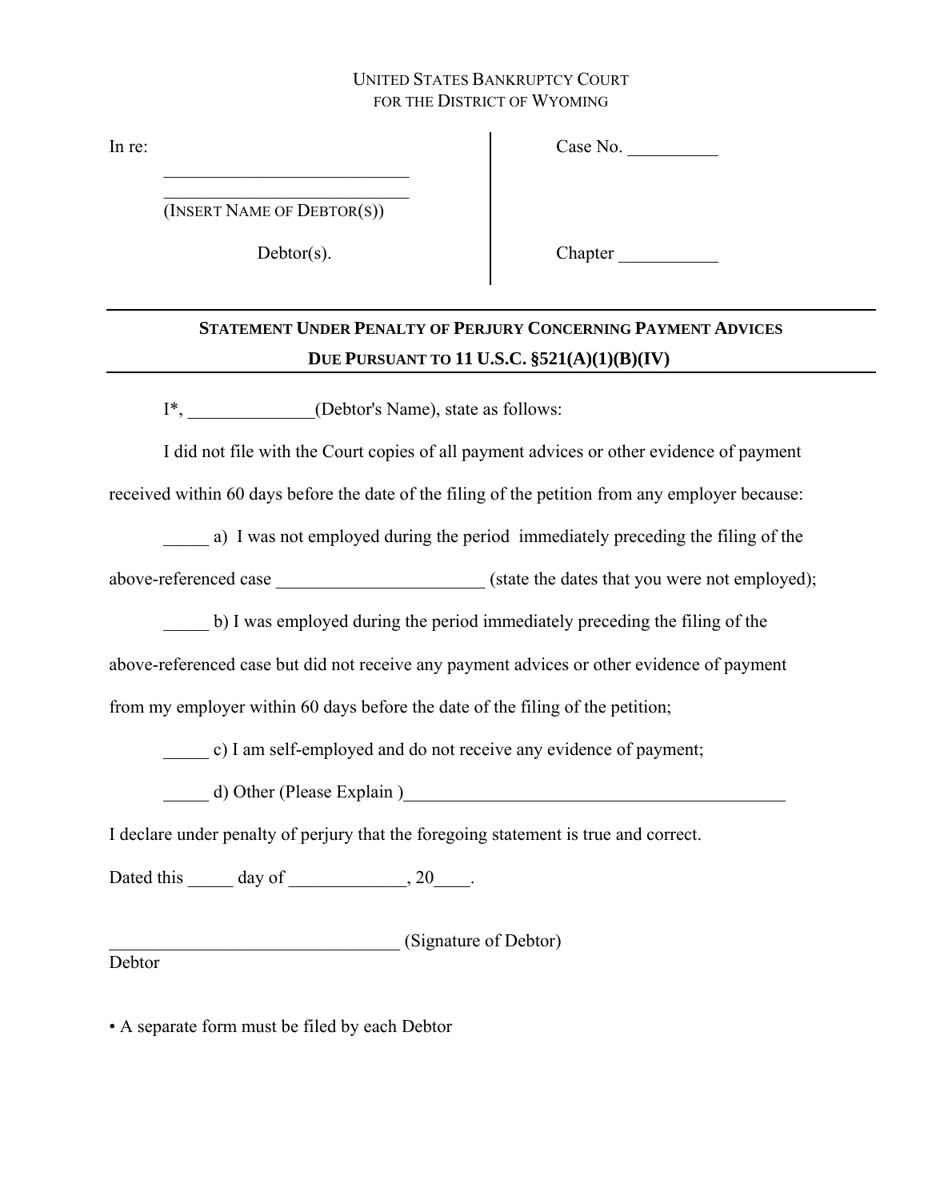UNITED STATES BANKRUPTCY COURT
FOR THE DISTRICT OF WYOMING

| In re: ___________________________ ___________________________ (INSERT NAME OF DEBTOR(S)) Debtor(s). | Case No. __________ Chapter ___________ |
|---|---|

---

**STATEMENT UNDER PENALTY OF PERJURY CONCERNING PAYMENT ADVICES DUE PURSUANT TO 11 U.S.C. §521(A)(1)(B)(IV)**

---

I*, ______________(Debtor's Name), state as follows:

I did not file with the Court copies of all payment advices or other evidence of payment received within 60 days before the date of the filing of the petition from any employer because:

_____ a) I was not employed during the period immediately preceding the filing of the above-referenced case _______________________ (state the dates that you were not employed);

_____ b) I was employed during the period immediately preceding the filing of the above-referenced case but did not receive any payment advices or other evidence of payment from my employer within 60 days before the date of the filing of the petition;

_____ c) I am self-employed and do not receive any evidence of payment;

_____ d) Other (Please Explain )____________________________________________

I declare under penalty of perjury that the foregoing statement is true and correct.

Dated this _____ day of _____________, 20____.

________________________________ (Signature of Debtor)
Debtor

• A separate form must be filed by each Debtor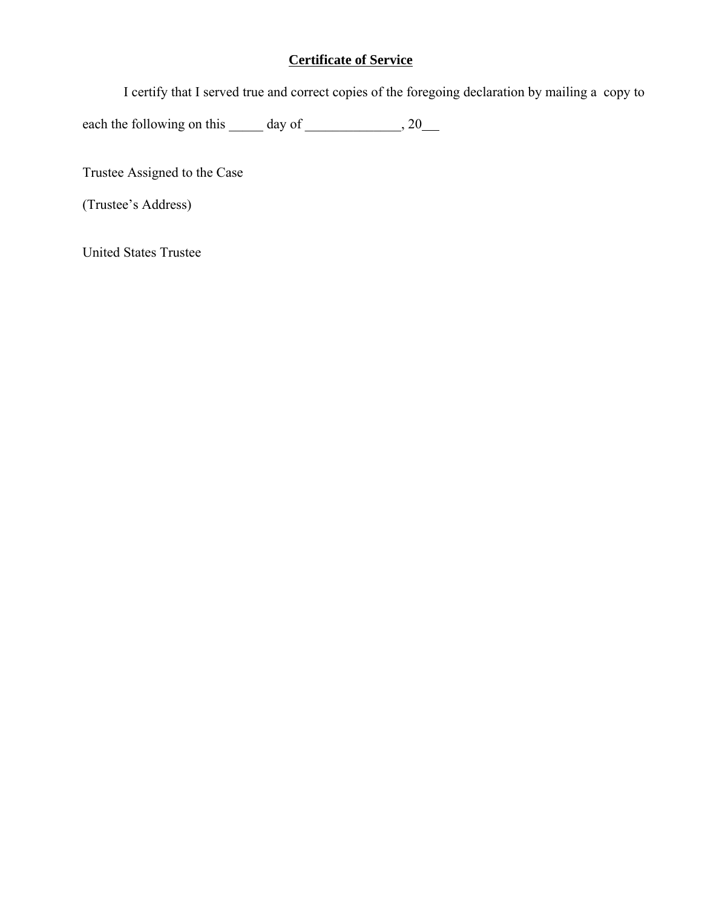**Certificate of Service**

I certify that I served true and correct copies of the foregoing declaration by mailing a copy to each the following on this _____ day of ______________, 20___

Trustee Assigned to the Case

(Trustee's Address)

United States Trustee